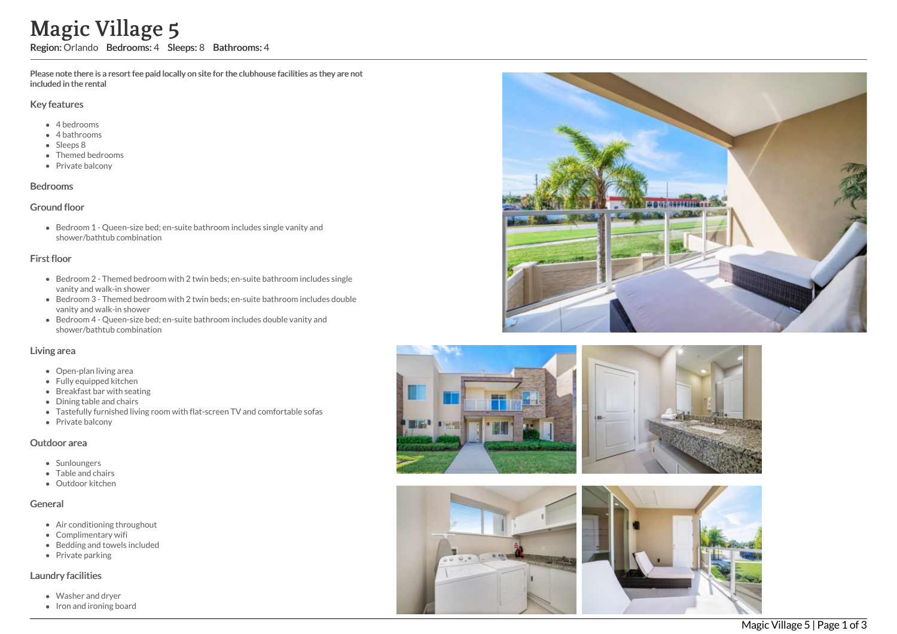# Magic Village 5

**Region:** Orlando **Bedrooms:** 4 **Sleeps:** 8 **Bathrooms:** 4

**Please note there is a resort fee paid locally on site for the clubhouse facilities as they are not included in the rental**

## Key features

- 4 bedrooms
- 4 bathrooms
- Sleeps 8
- Themed bedrooms
- Private balcony

## Bedrooms

### Ground floor

- Bedroom 1 - Queen-size bed; en-suite bathroom includes single vanity and shower/bathtub combination

### First floor

- Bedroom 2 - Themed bedroom with 2 twin beds; en-suite bathroom includes single vanity and walk-in shower
- Bedroom 3 - Themed bedroom with 2 twin beds; en-suite bathroom includes double vanity and walk-in shower
- Bedroom 4 - Queen-size bed; en-suite bathroom includes double vanity and shower/bathtub combination

## Living area

- Open-plan living area
- Fully equipped kitchen
- Breakfast bar with seating
- Dining table and chairs
- Tastefully furnished living room with flat-screen TV and comfortable sofas
- Private balcony

## Outdoor area

- Sunloungers
- Table and chairs
- Outdoor kitchen

## General

- Air conditioning throughout
- Complimentary wifi
- Bedding and towels included
- Private parking

## Laundry facilities

- Washer and dryer
- Iron and ironing board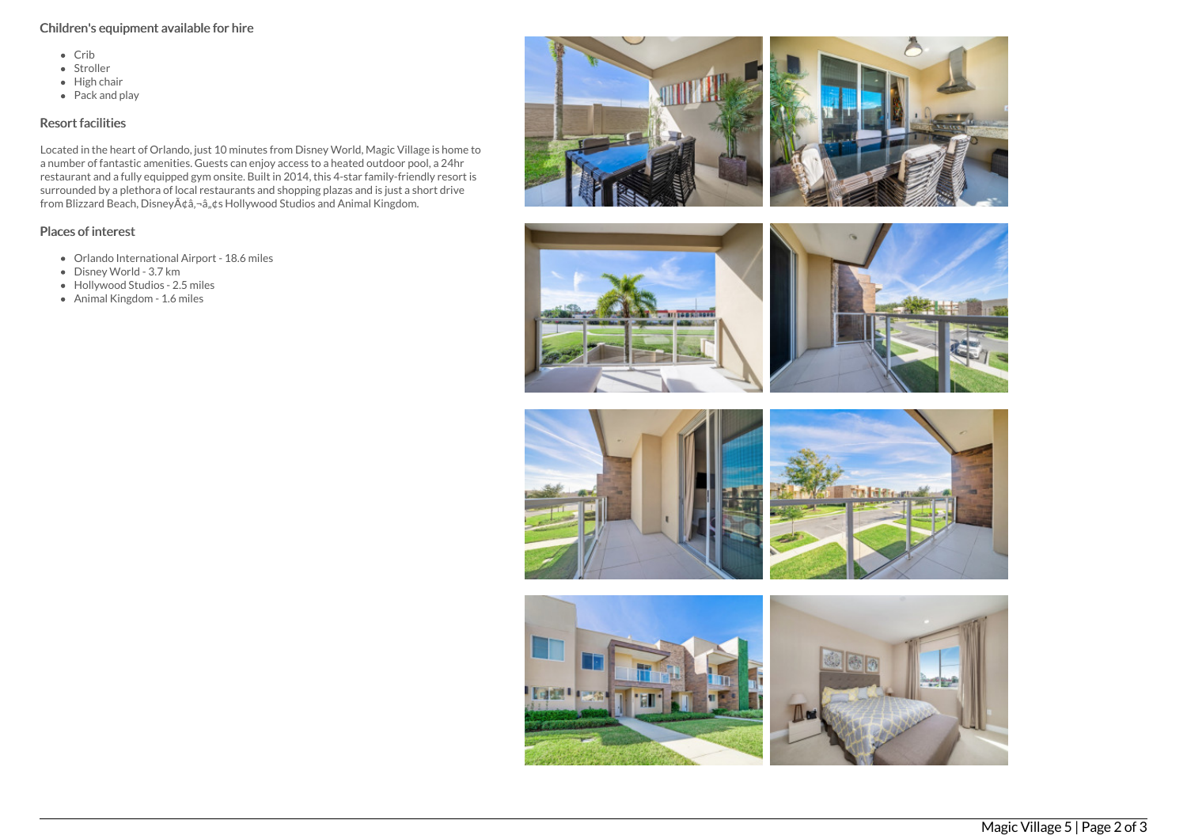## Children's equipment available for hire

- Crib
- Stroller
- High chair
- Pack and play

## Resort facilities

Located in the heart of Orlando, just 10 minutes from Disney World, Magic Village is home to a number of fantastic amenities. Guests can enjoy access to a heated outdoor pool, a 24hr restaurant and a fully equipped gym onsite. Built in 2014, this 4-star family-friendly resort is surrounded by a plethora of local restaurants and shopping plazas and is just a short drive from Blizzard Beach, DisneyÃ¢â‚¬â„¢s Hollywood Studios and Animal Kingdom.

## Places of interest

- Orlando International Airport - 18.6 miles
- Disney World - 3.7 km
- Hollywood Studios - 2.5 miles
- Animal Kingdom - 1.6 miles